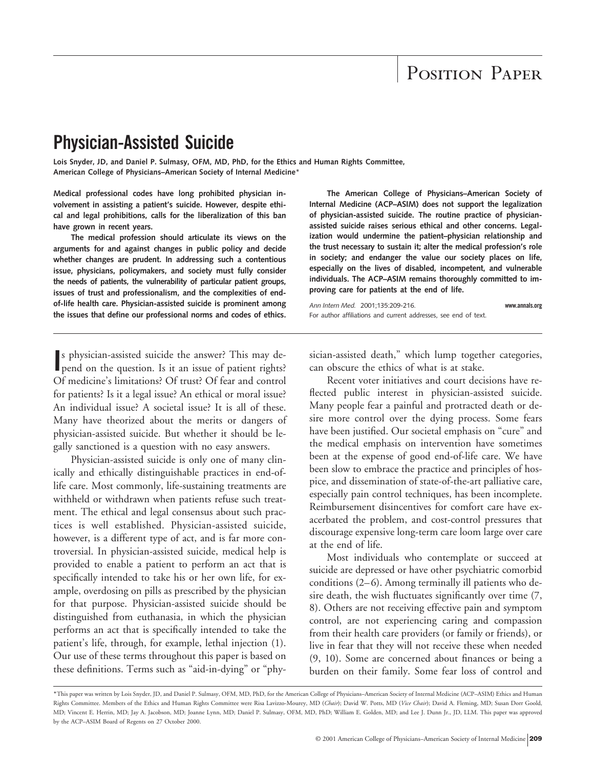Position Paper

# Physician-Assisted Suicide

**Lois Snyder, JD, and Daniel P. Sulmasy, OFM, MD, PhD, for the Ethics and Human Rights Committee, American College of Physicians–American Society of Internal Medicine***

**Medical professional codes have long prohibited physician involvement in assisting a patient's suicide. However, despite ethical and legal prohibitions, calls for the liberalization of this ban have grown in recent years.**

**The medical profession should articulate its views on the arguments for and against changes in public policy and decide whether changes are prudent. In addressing such a contentious issue, physicians, policymakers, and society must fully consider the needs of patients, the vulnerability of particular patient groups, issues of trust and professionalism, and the complexities of end-of-life health care. Physician-assisted suicide is prominent among the issues that define our professional norms and codes of ethics.**

**The American College of Physicians–American Society of Internal Medicine (ACP–ASIM) does not support the legalization of physician-assisted suicide. The routine practice of physician-assisted suicide raises serious ethical and other concerns. Legalization would undermine the patient–physician relationship and the trust necessary to sustain it; alter the medical profession's role in society; and endanger the value our society places on life, especially on the lives of disabled, incompetent, and vulnerable individuals. The ACP–ASIM remains thoroughly committed to improving care for patients at the end of life.**

*Ann Intern Med.* 2001;135:209-216. **www.annals.org**

For author affiliations and current addresses, see end of text.

Is physician-assisted suicide the answer? This may depend on the question. Is it an issue of patient rights? Of medicine's limitations? Of trust? Of fear and control for patients? Is it a legal issue? An ethical or moral issue? An individual issue? A societal issue? It is all of these. Many have theorized about the merits or dangers of physician-assisted suicide. But whether it should be legally sanctioned is a question with no easy answers.

Physician-assisted suicide is only one of many clinically and ethically distinguishable practices in end-of-life care. Most commonly, life-sustaining treatments are withheld or withdrawn when patients refuse such treatment. The ethical and legal consensus about such practices is well established. Physician-assisted suicide, however, is a different type of act, and is far more controversial. In physician-assisted suicide, medical help is provided to enable a patient to perform an act that is specifically intended to take his or her own life, for example, overdosing on pills as prescribed by the physician for that purpose. Physician-assisted suicide should be distinguished from euthanasia, in which the physician performs an act that is specifically intended to take the patient's life, through, for example, lethal injection (1). Our use of these terms throughout this paper is based on these definitions. Terms such as "aid-in-dying" or "physician-assisted death," which lump together categories, can obscure the ethics of what is at stake.

Recent voter initiatives and court decisions have reflected public interest in physician-assisted suicide. Many people fear a painful and protracted death or desire more control over the dying process. Some fears have been justified. Our societal emphasis on "cure" and the medical emphasis on intervention have sometimes been at the expense of good end-of-life care. We have been slow to embrace the practice and principles of hospice, and dissemination of state-of-the-art palliative care, especially pain control techniques, has been incomplete. Reimbursement disincentives for comfort care have exacerbated the problem, and cost-control pressures that discourage expensive long-term care loom large over care at the end of life.

Most individuals who contemplate or succeed at suicide are depressed or have other psychiatric comorbid conditions (2–6). Among terminally ill patients who desire death, the wish fluctuates significantly over time (7, 8). Others are not receiving effective pain and symptom control, are not experiencing caring and compassion from their health care providers (or family or friends), or live in fear that they will not receive these when needed (9, 10). Some are concerned about finances or being a burden on their family. Some fear loss of control and

*This paper was written by Lois Snyder, JD, and Daniel P. Sulmasy, OFM, MD, PhD, for the American College of Physicians–American Society of Internal Medicine (ACP–ASIM) Ethics and Human Rights Committee. Members of the Ethics and Human Rights Committee were Risa Lavizzo-Mourey, MD (*Chair*); David W. Potts, MD (*Vice Chair*); David A. Fleming, MD; Susan Dorr Goold, MD; Vincent E. Herrin, MD; Jay A. Jacobson, MD; Joanne Lynn, MD; Daniel P. Sulmasy, OFM, MD, PhD; William E. Golden, MD; and Lee J. Dunn Jr., JD, LLM. This paper was approved by the ACP–ASIM Board of Regents on 27 October 2000.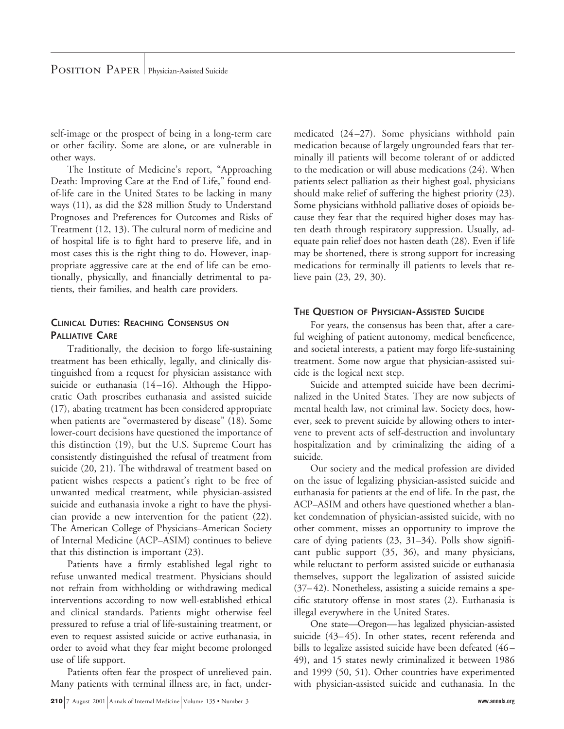self-image or the prospect of being in a long-term care or other facility. Some are alone, or are vulnerable in other ways.

The Institute of Medicine's report, "Approaching Death: Improving Care at the End of Life," found end-of-life care in the United States to be lacking in many ways (11), as did the $28 million Study to Understand Prognoses and Preferences for Outcomes and Risks of Treatment (12, 13). The cultural norm of medicine and of hospital life is to fight hard to preserve life, and in most cases this is the right thing to do. However, inappropriate aggressive care at the end of life can be emotionally, physically, and financially detrimental to patients, their families, and health care providers.

## Clinical Duties: Reaching Consensus on Palliative Care

Traditionally, the decision to forgo life-sustaining treatment has been ethically, legally, and clinically distinguished from a request for physician assistance with suicide or euthanasia (14–16). Although the Hippocratic Oath proscribes euthanasia and assisted suicide (17), abating treatment has been considered appropriate when patients are "overmastered by disease" (18). Some lower-court decisions have questioned the importance of this distinction (19), but the U.S. Supreme Court has consistently distinguished the refusal of treatment from suicide (20, 21). The withdrawal of treatment based on patient wishes respects a patient's right to be free of unwanted medical treatment, while physician-assisted suicide and euthanasia invoke a right to have the physician provide a new intervention for the patient (22). The American College of Physicians–American Society of Internal Medicine (ACP–ASIM) continues to believe that this distinction is important (23).

Patients have a firmly established legal right to refuse unwanted medical treatment. Physicians should not refrain from withholding or withdrawing medical interventions according to now well-established ethical and clinical standards. Patients might otherwise feel pressured to refuse a trial of life-sustaining treatment, or even to request assisted suicide or active euthanasia, in order to avoid what they fear might become prolonged use of life support.

Patients often fear the prospect of unrelieved pain. Many patients with terminal illness are, in fact, undermedicated (24–27). Some physicians withhold pain medication because of largely ungrounded fears that terminally ill patients will become tolerant of or addicted to the medication or will abuse medications (24). When patients select palliation as their highest goal, physicians should make relief of suffering the highest priority (23). Some physicians withhold palliative doses of opioids because they fear that the required higher doses may hasten death through respiratory suppression. Usually, adequate pain relief does not hasten death (28). Even if life may be shortened, there is strong support for increasing medications for terminally ill patients to levels that relieve pain (23, 29, 30).

## The Question of Physician-Assisted Suicide

For years, the consensus has been that, after a careful weighing of patient autonomy, medical beneficence, and societal interests, a patient may forgo life-sustaining treatment. Some now argue that physician-assisted suicide is the logical next step.

Suicide and attempted suicide have been decriminalized in the United States. They are now subjects of mental health law, not criminal law. Society does, however, seek to prevent suicide by allowing others to intervene to prevent acts of self-destruction and involuntary hospitalization and by criminalizing the aiding of a suicide.

Our society and the medical profession are divided on the issue of legalizing physician-assisted suicide and euthanasia for patients at the end of life. In the past, the ACP–ASIM and others have questioned whether a blanket condemnation of physician-assisted suicide, with no other comment, misses an opportunity to improve the care of dying patients (23, 31–34). Polls show significant public support (35, 36), and many physicians, while reluctant to perform assisted suicide or euthanasia themselves, support the legalization of assisted suicide (37–42). Nonetheless, assisting a suicide remains a specific statutory offense in most states (2). Euthanasia is illegal everywhere in the United States.

One state—Oregon—has legalized physician-assisted suicide (43–45). In other states, recent referenda and bills to legalize assisted suicide have been defeated (46–49), and 15 states newly criminalized it between 1986 and 1999 (50, 51). Other countries have experimented with physician-assisted suicide and euthanasia. In the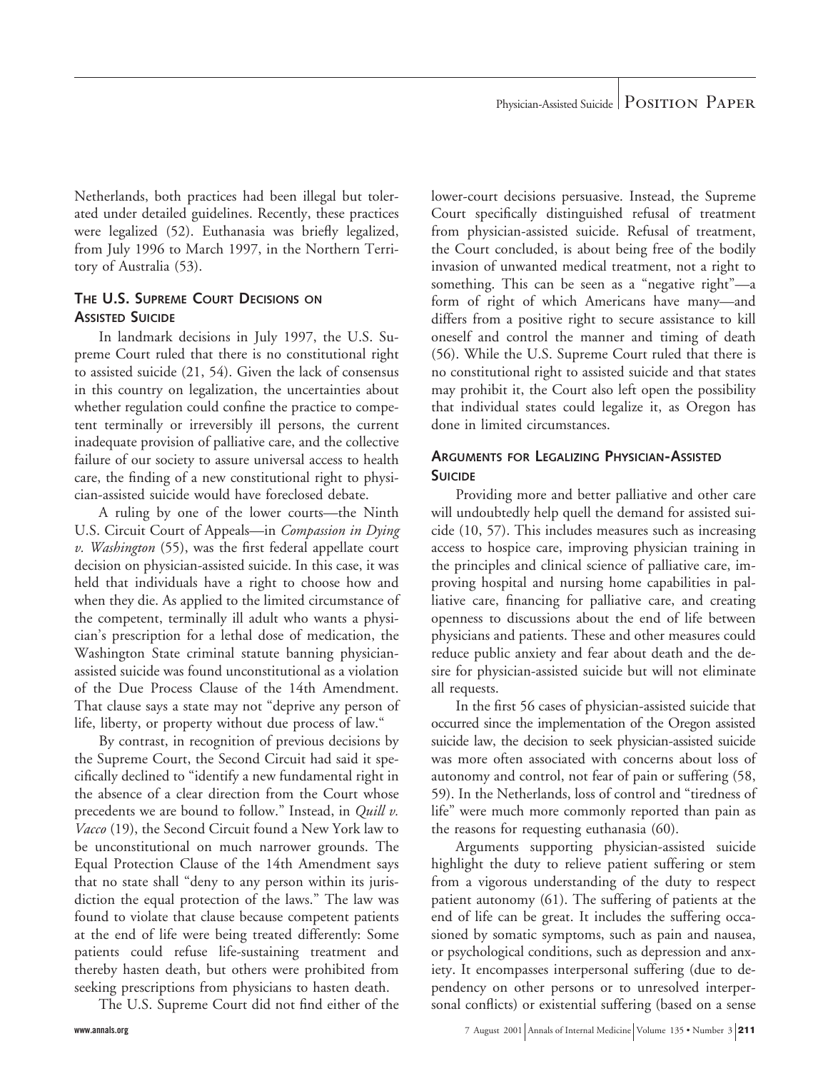Netherlands, both practices had been illegal but tolerated under detailed guidelines. Recently, these practices were legalized (52). Euthanasia was briefly legalized, from July 1996 to March 1997, in the Northern Territory of Australia (53).

## THE U.S. SUPREME COURT DECISIONS ON ASSISTED SUICIDE

In landmark decisions in July 1997, the U.S. Supreme Court ruled that there is no constitutional right to assisted suicide (21, 54). Given the lack of consensus in this country on legalization, the uncertainties about whether regulation could confine the practice to competent terminally or irreversibly ill persons, the current inadequate provision of palliative care, and the collective failure of our society to assure universal access to health care, the finding of a new constitutional right to physician-assisted suicide would have foreclosed debate.

A ruling by one of the lower courts—the Ninth U.S. Circuit Court of Appeals—in *Compassion in Dying v. Washington* (55), was the first federal appellate court decision on physician-assisted suicide. In this case, it was held that individuals have a right to choose how and when they die. As applied to the limited circumstance of the competent, terminally ill adult who wants a physician's prescription for a lethal dose of medication, the Washington State criminal statute banning physician-assisted suicide was found unconstitutional as a violation of the Due Process Clause of the 14th Amendment. That clause says a state may not "deprive any person of life, liberty, or property without due process of law."

By contrast, in recognition of previous decisions by the Supreme Court, the Second Circuit had said it specifically declined to "identify a new fundamental right in the absence of a clear direction from the Court whose precedents we are bound to follow." Instead, in *Quill v. Vacco* (19), the Second Circuit found a New York law to be unconstitutional on much narrower grounds. The Equal Protection Clause of the 14th Amendment says that no state shall "deny to any person within its jurisdiction the equal protection of the laws." The law was found to violate that clause because competent patients at the end of life were being treated differently: Some patients could refuse life-sustaining treatment and thereby hasten death, but others were prohibited from seeking prescriptions from physicians to hasten death.

The U.S. Supreme Court did not find either of the lower-court decisions persuasive. Instead, the Supreme Court specifically distinguished refusal of treatment from physician-assisted suicide. Refusal of treatment, the Court concluded, is about being free of the bodily invasion of unwanted medical treatment, not a right to something. This can be seen as a "negative right"—a form of right of which Americans have many—and differs from a positive right to secure assistance to kill oneself and control the manner and timing of death (56). While the U.S. Supreme Court ruled that there is no constitutional right to assisted suicide and that states may prohibit it, the Court also left open the possibility that individual states could legalize it, as Oregon has done in limited circumstances.

## ARGUMENTS FOR LEGALIZING PHYSICIAN-ASSISTED SUICIDE

Providing more and better palliative and other care will undoubtedly help quell the demand for assisted suicide (10, 57). This includes measures such as increasing access to hospice care, improving physician training in the principles and clinical science of palliative care, improving hospital and nursing home capabilities in palliative care, financing for palliative care, and creating openness to discussions about the end of life between physicians and patients. These and other measures could reduce public anxiety and fear about death and the desire for physician-assisted suicide but will not eliminate all requests.

In the first 56 cases of physician-assisted suicide that occurred since the implementation of the Oregon assisted suicide law, the decision to seek physician-assisted suicide was more often associated with concerns about loss of autonomy and control, not fear of pain or suffering (58, 59). In the Netherlands, loss of control and "tiredness of life" were much more commonly reported than pain as the reasons for requesting euthanasia (60).

Arguments supporting physician-assisted suicide highlight the duty to relieve patient suffering or stem from a vigorous understanding of the duty to respect patient autonomy (61). The suffering of patients at the end of life can be great. It includes the suffering occasioned by somatic symptoms, such as pain and nausea, or psychological conditions, such as depression and anxiety. It encompasses interpersonal suffering (due to dependency on other persons or to unresolved interpersonal conflicts) or existential suffering (based on a sense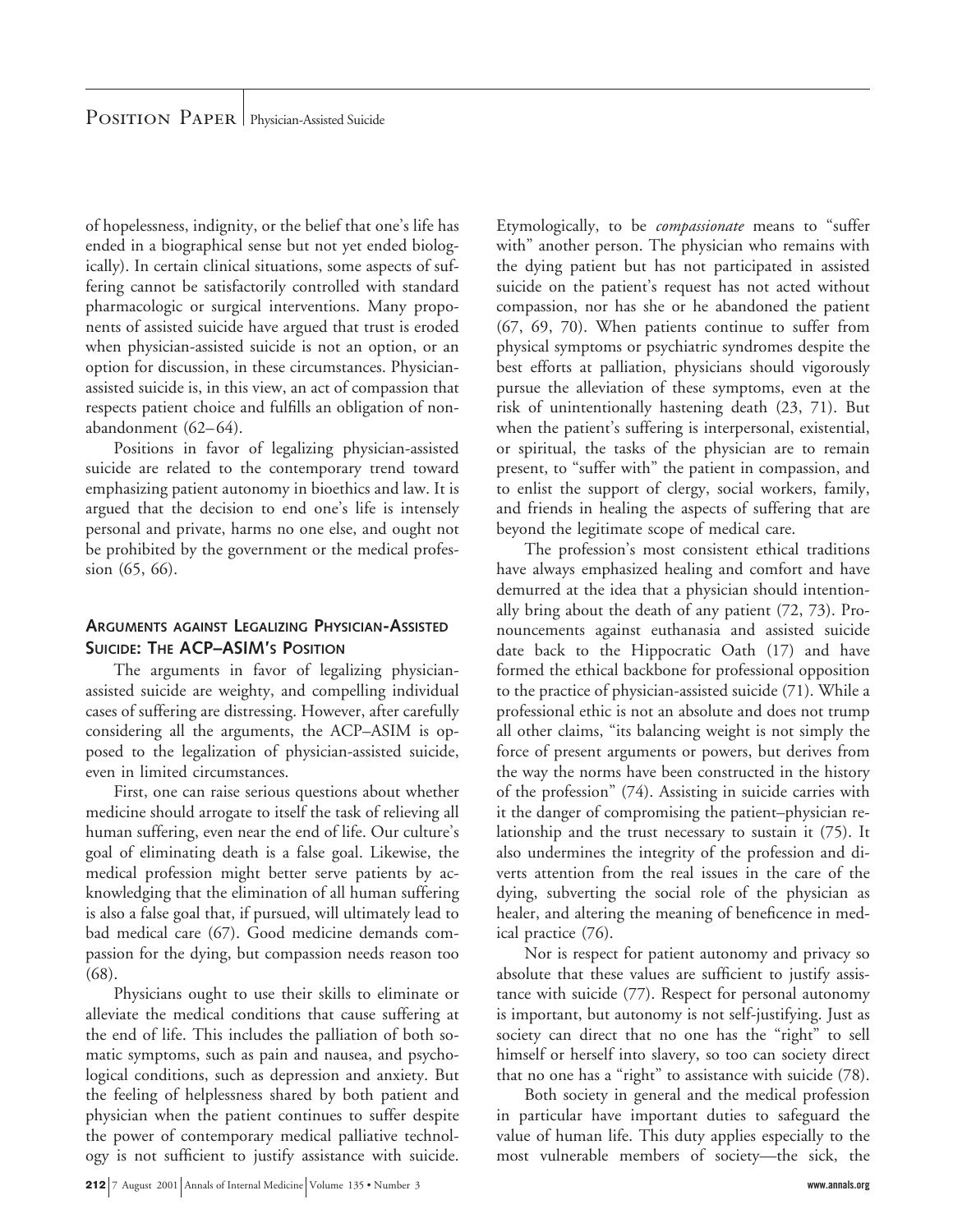of hopelessness, indignity, or the belief that one's life has ended in a biographical sense but not yet ended biologically). In certain clinical situations, some aspects of suffering cannot be satisfactorily controlled with standard pharmacologic or surgical interventions. Many proponents of assisted suicide have argued that trust is eroded when physician-assisted suicide is not an option, or an option for discussion, in these circumstances. Physician-assisted suicide is, in this view, an act of compassion that respects patient choice and fulfills an obligation of nonabandonment (62–64).

Positions in favor of legalizing physician-assisted suicide are related to the contemporary trend toward emphasizing patient autonomy in bioethics and law. It is argued that the decision to end one's life is intensely personal and private, harms no one else, and ought not be prohibited by the government or the medical profession (65, 66).

## Arguments against Legalizing Physician-Assisted Suicide: The ACP–ASIM's Position

The arguments in favor of legalizing physician-assisted suicide are weighty, and compelling individual cases of suffering are distressing. However, after carefully considering all the arguments, the ACP–ASIM is opposed to the legalization of physician-assisted suicide, even in limited circumstances.

First, one can raise serious questions about whether medicine should arrogate to itself the task of relieving all human suffering, even near the end of life. Our culture's goal of eliminating death is a false goal. Likewise, the medical profession might better serve patients by acknowledging that the elimination of all human suffering is also a false goal that, if pursued, will ultimately lead to bad medical care (67). Good medicine demands compassion for the dying, but compassion needs reason too (68).

Physicians ought to use their skills to eliminate or alleviate the medical conditions that cause suffering at the end of life. This includes the palliation of both somatic symptoms, such as pain and nausea, and psychological conditions, such as depression and anxiety. But the feeling of helplessness shared by both patient and physician when the patient continues to suffer despite the power of contemporary medical palliative technology is not sufficient to justify assistance with suicide. Etymologically, to be *compassionate* means to "suffer with" another person. The physician who remains with the dying patient but has not participated in assisted suicide on the patient's request has not acted without compassion, nor has she or he abandoned the patient (67, 69, 70). When patients continue to suffer from physical symptoms or psychiatric syndromes despite the best efforts at palliation, physicians should vigorously pursue the alleviation of these symptoms, even at the risk of unintentionally hastening death (23, 71). But when the patient's suffering is interpersonal, existential, or spiritual, the tasks of the physician are to remain present, to "suffer with" the patient in compassion, and to enlist the support of clergy, social workers, family, and friends in healing the aspects of suffering that are beyond the legitimate scope of medical care.

The profession's most consistent ethical traditions have always emphasized healing and comfort and have demurred at the idea that a physician should intentionally bring about the death of any patient (72, 73). Pronouncements against euthanasia and assisted suicide date back to the Hippocratic Oath (17) and have formed the ethical backbone for professional opposition to the practice of physician-assisted suicide (71). While a professional ethic is not an absolute and does not trump all other claims, "its balancing weight is not simply the force of present arguments or powers, but derives from the way the norms have been constructed in the history of the profession" (74). Assisting in suicide carries with it the danger of compromising the patient–physician relationship and the trust necessary to sustain it (75). It also undermines the integrity of the profession and diverts attention from the real issues in the care of the dying, subverting the social role of the physician as healer, and altering the meaning of beneficence in medical practice (76).

Nor is respect for patient autonomy and privacy so absolute that these values are sufficient to justify assistance with suicide (77). Respect for personal autonomy is important, but autonomy is not self-justifying. Just as society can direct that no one has the "right" to sell himself or herself into slavery, so too can society direct that no one has a "right" to assistance with suicide (78).

Both society in general and the medical profession in particular have important duties to safeguard the value of human life. This duty applies especially to the most vulnerable members of society—the sick, the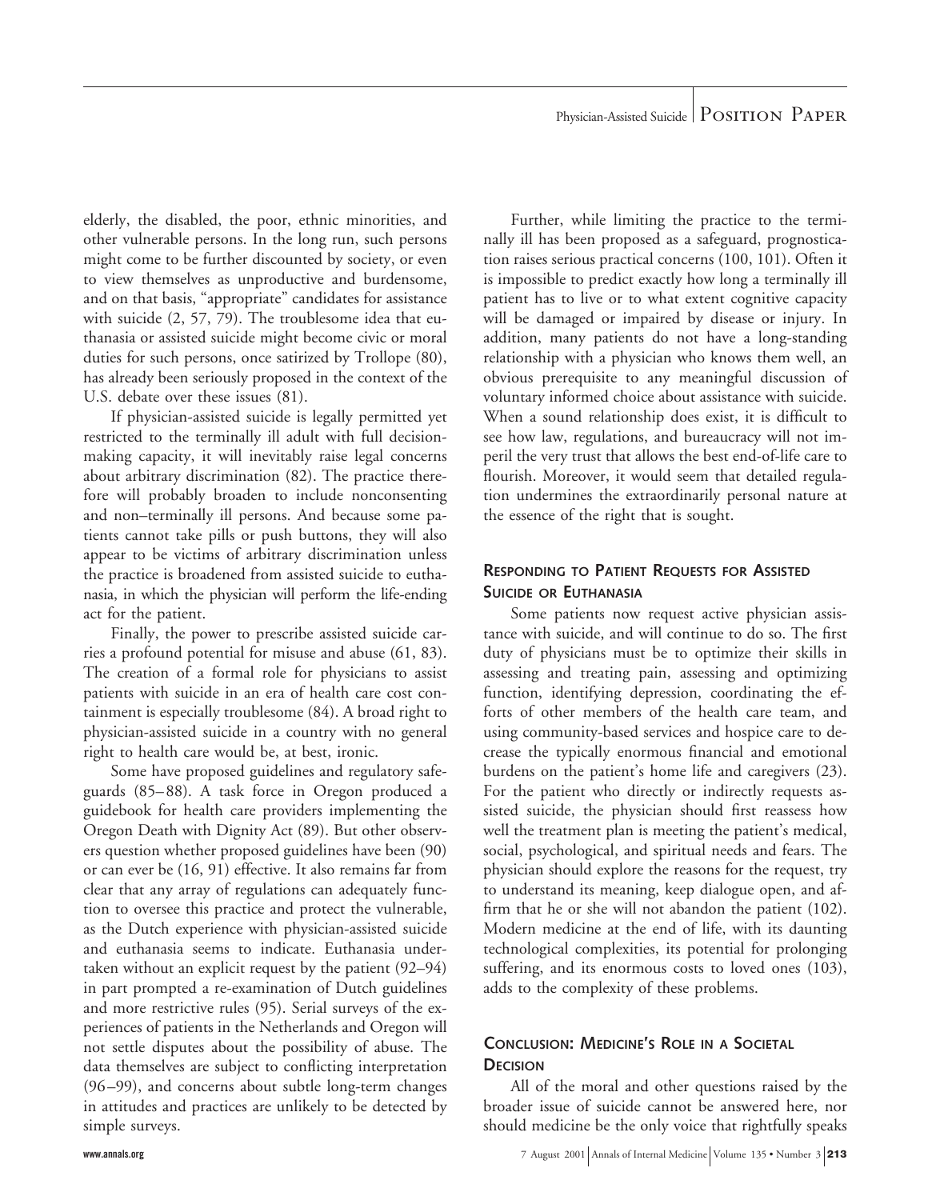elderly, the disabled, the poor, ethnic minorities, and other vulnerable persons. In the long run, such persons might come to be further discounted by society, or even to view themselves as unproductive and burdensome, and on that basis, "appropriate" candidates for assistance with suicide (2, 57, 79). The troublesome idea that euthanasia or assisted suicide might become civic or moral duties for such persons, once satirized by Trollope (80), has already been seriously proposed in the context of the U.S. debate over these issues (81).

If physician-assisted suicide is legally permitted yet restricted to the terminally ill adult with full decision-making capacity, it will inevitably raise legal concerns about arbitrary discrimination (82). The practice therefore will probably broaden to include nonconsenting and non–terminally ill persons. And because some patients cannot take pills or push buttons, they will also appear to be victims of arbitrary discrimination unless the practice is broadened from assisted suicide to euthanasia, in which the physician will perform the life-ending act for the patient.

Finally, the power to prescribe assisted suicide carries a profound potential for misuse and abuse (61, 83). The creation of a formal role for physicians to assist patients with suicide in an era of health care cost containment is especially troublesome (84). A broad right to physician-assisted suicide in a country with no general right to health care would be, at best, ironic.

Some have proposed guidelines and regulatory safeguards (85–88). A task force in Oregon produced a guidebook for health care providers implementing the Oregon Death with Dignity Act (89). But other observers question whether proposed guidelines have been (90) or can ever be (16, 91) effective. It also remains far from clear that any array of regulations can adequately function to oversee this practice and protect the vulnerable, as the Dutch experience with physician-assisted suicide and euthanasia seems to indicate. Euthanasia undertaken without an explicit request by the patient (92–94) in part prompted a re-examination of Dutch guidelines and more restrictive rules (95). Serial surveys of the experiences of patients in the Netherlands and Oregon will not settle disputes about the possibility of abuse. The data themselves are subject to conflicting interpretation (96–99), and concerns about subtle long-term changes in attitudes and practices are unlikely to be detected by simple surveys.

Further, while limiting the practice to the terminally ill has been proposed as a safeguard, prognostication raises serious practical concerns (100, 101). Often it is impossible to predict exactly how long a terminally ill patient has to live or to what extent cognitive capacity will be damaged or impaired by disease or injury. In addition, many patients do not have a long-standing relationship with a physician who knows them well, an obvious prerequisite to any meaningful discussion of voluntary informed choice about assistance with suicide. When a sound relationship does exist, it is difficult to see how law, regulations, and bureaucracy will not imperil the very trust that allows the best end-of-life care to flourish. Moreover, it would seem that detailed regulation undermines the extraordinarily personal nature at the essence of the right that is sought.

## Responding to Patient Requests for Assisted Suicide or Euthanasia

Some patients now request active physician assistance with suicide, and will continue to do so. The first duty of physicians must be to optimize their skills in assessing and treating pain, assessing and optimizing function, identifying depression, coordinating the efforts of other members of the health care team, and using community-based services and hospice care to decrease the typically enormous financial and emotional burdens on the patient's home life and caregivers (23). For the patient who directly or indirectly requests assisted suicide, the physician should first reassess how well the treatment plan is meeting the patient's medical, social, psychological, and spiritual needs and fears. The physician should explore the reasons for the request, try to understand its meaning, keep dialogue open, and affirm that he or she will not abandon the patient (102). Modern medicine at the end of life, with its daunting technological complexities, its potential for prolonging suffering, and its enormous costs to loved ones (103), adds to the complexity of these problems.

## Conclusion: Medicine's Role in a Societal Decision

All of the moral and other questions raised by the broader issue of suicide cannot be answered here, nor should medicine be the only voice that rightfully speaks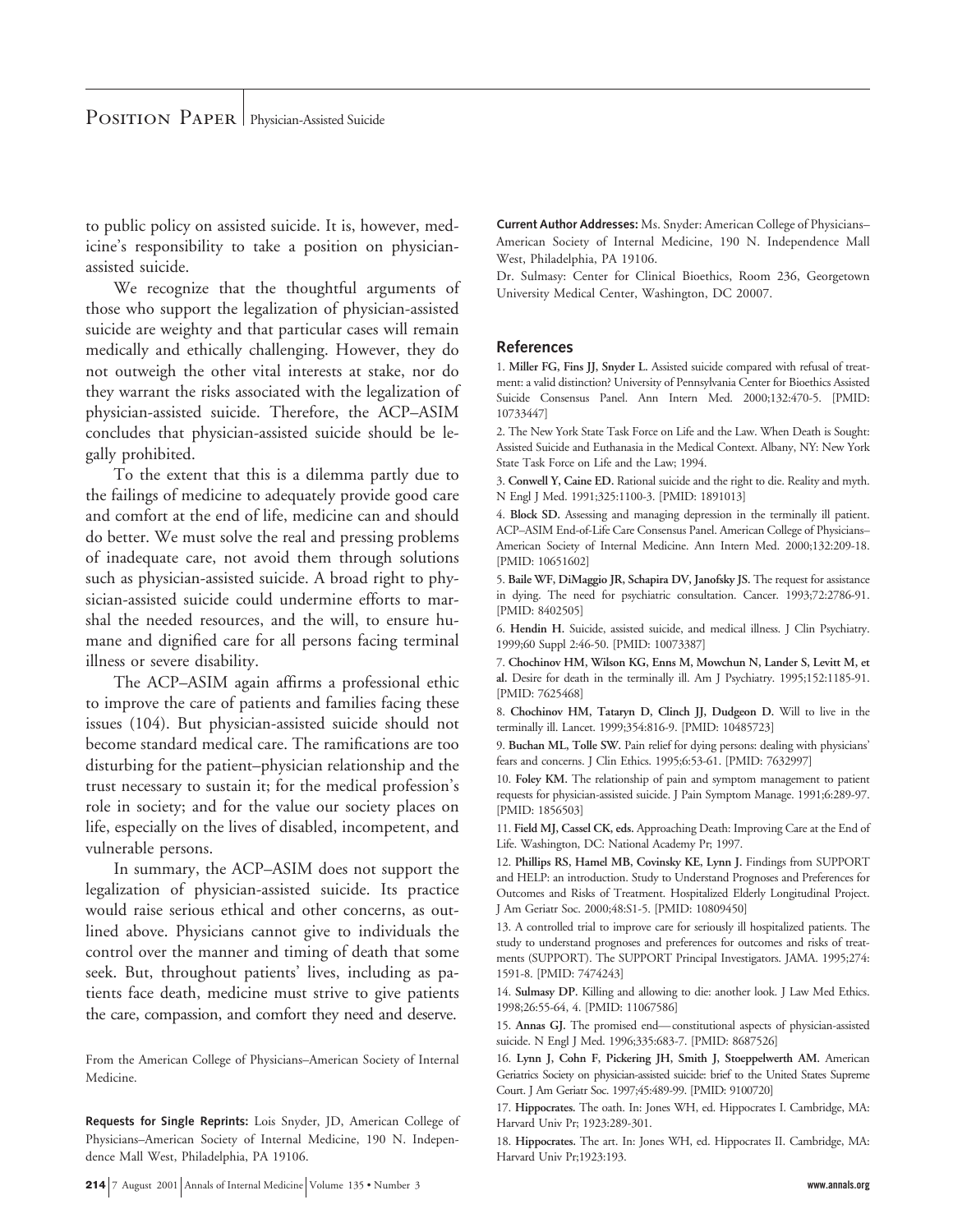to public policy on assisted suicide. It is, however, medicine's responsibility to take a position on physician-assisted suicide.

We recognize that the thoughtful arguments of those who support the legalization of physician-assisted suicide are weighty and that particular cases will remain medically and ethically challenging. However, they do not outweigh the other vital interests at stake, nor do they warrant the risks associated with the legalization of physician-assisted suicide. Therefore, the ACP–ASIM concludes that physician-assisted suicide should be legally prohibited.

To the extent that this is a dilemma partly due to the failings of medicine to adequately provide good care and comfort at the end of life, medicine can and should do better. We must solve the real and pressing problems of inadequate care, not avoid them through solutions such as physician-assisted suicide. A broad right to physician-assisted suicide could undermine efforts to marshal the needed resources, and the will, to ensure humane and dignified care for all persons facing terminal illness or severe disability.

The ACP–ASIM again affirms a professional ethic to improve the care of patients and families facing these issues (104). But physician-assisted suicide should not become standard medical care. The ramifications are too disturbing for the patient–physician relationship and the trust necessary to sustain it; for the medical profession's role in society; and for the value our society places on life, especially on the lives of disabled, incompetent, and vulnerable persons.

In summary, the ACP–ASIM does not support the legalization of physician-assisted suicide. Its practice would raise serious ethical and other concerns, as outlined above. Physicians cannot give to individuals the control over the manner and timing of death that some seek. But, throughout patients' lives, including as patients face death, medicine must strive to give patients the care, compassion, and comfort they need and deserve.

From the American College of Physicians–American Society of Internal Medicine.

**Requests for Single Reprints:** Lois Snyder, JD, American College of Physicians–American Society of Internal Medicine, 190 N. Independence Mall West, Philadelphia, PA 19106.

**Current Author Addresses:** Ms. Snyder: American College of Physicians–American Society of Internal Medicine, 190 N. Independence Mall West, Philadelphia, PA 19106.

Dr. Sulmasy: Center for Clinical Bioethics, Room 236, Georgetown University Medical Center, Washington, DC 20007.

## References

1. **Miller FG, Fins JJ, Snyder L.** Assisted suicide compared with refusal of treatment: a valid distinction? University of Pennsylvania Center for Bioethics Assisted Suicide Consensus Panel. Ann Intern Med. 2000;132:470-5. [PMID: 10733447]

2. The New York State Task Force on Life and the Law. When Death is Sought: Assisted Suicide and Euthanasia in the Medical Context. Albany, NY: New York State Task Force on Life and the Law; 1994.

3. **Conwell Y, Caine ED.** Rational suicide and the right to die. Reality and myth. N Engl J Med. 1991;325:1100-3. [PMID: 1891013]

4. **Block SD.** Assessing and managing depression in the terminally ill patient. ACP–ASIM End-of-Life Care Consensus Panel. American College of Physicians–American Society of Internal Medicine. Ann Intern Med. 2000;132:209-18. [PMID: 10651602]

5. **Baile WF, DiMaggio JR, Schapira DV, Janofsky JS.** The request for assistance in dying. The need for psychiatric consultation. Cancer. 1993;72:2786-91. [PMID: 8402505]

6. **Hendin H.** Suicide, assisted suicide, and medical illness. J Clin Psychiatry. 1999;60 Suppl 2:46-50. [PMID: 10073387]

7. **Chochinov HM, Wilson KG, Enns M, Mowchun N, Lander S, Levitt M, et al.** Desire for death in the terminally ill. Am J Psychiatry. 1995;152:1185-91. [PMID: 7625468]

8. **Chochinov HM, Tataryn D, Clinch JJ, Dudgeon D.** Will to live in the terminally ill. Lancet. 1999;354:816-9. [PMID: 10485723]

9. **Buchan ML, Tolle SW.** Pain relief for dying persons: dealing with physicians' fears and concerns. J Clin Ethics. 1995;6:53-61. [PMID: 7632997]

10. **Foley KM.** The relationship of pain and symptom management to patient requests for physician-assisted suicide. J Pain Symptom Manage. 1991;6:289-97. [PMID: 1856503]

11. **Field MJ, Cassel CK, eds.** Approaching Death: Improving Care at the End of Life. Washington, DC: National Academy Pr; 1997.

12. **Phillips RS, Hamel MB, Covinsky KE, Lynn J.** Findings from SUPPORT and HELP: an introduction. Study to Understand Prognoses and Preferences for Outcomes and Risks of Treatment. Hospitalized Elderly Longitudinal Project. J Am Geriatr Soc. 2000;48:S1-5. [PMID: 10809450]

13. A controlled trial to improve care for seriously ill hospitalized patients. The study to understand prognoses and preferences for outcomes and risks of treatments (SUPPORT). The SUPPORT Principal Investigators. JAMA. 1995;274:1591-8. [PMID: 7474243]

14. **Sulmasy DP.** Killing and allowing to die: another look. J Law Med Ethics. 1998;26:55-64, 4. [PMID: 11067586]

15. **Annas GJ.** The promised end—constitutional aspects of physician-assisted suicide. N Engl J Med. 1996;335:683-7. [PMID: 8687526]

16. **Lynn J, Cohn F, Pickering JH, Smith J, Stoeppelwerth AM.** American Geriatrics Society on physician-assisted suicide: brief to the United States Supreme Court. J Am Geriatr Soc. 1997;45:489-99. [PMID: 9100720]

17. **Hippocrates.** The oath. In: Jones WH, ed. Hippocrates I. Cambridge, MA: Harvard Univ Pr; 1923:289-301.

18. **Hippocrates.** The art. In: Jones WH, ed. Hippocrates II. Cambridge, MA: Harvard Univ Pr;1923:193.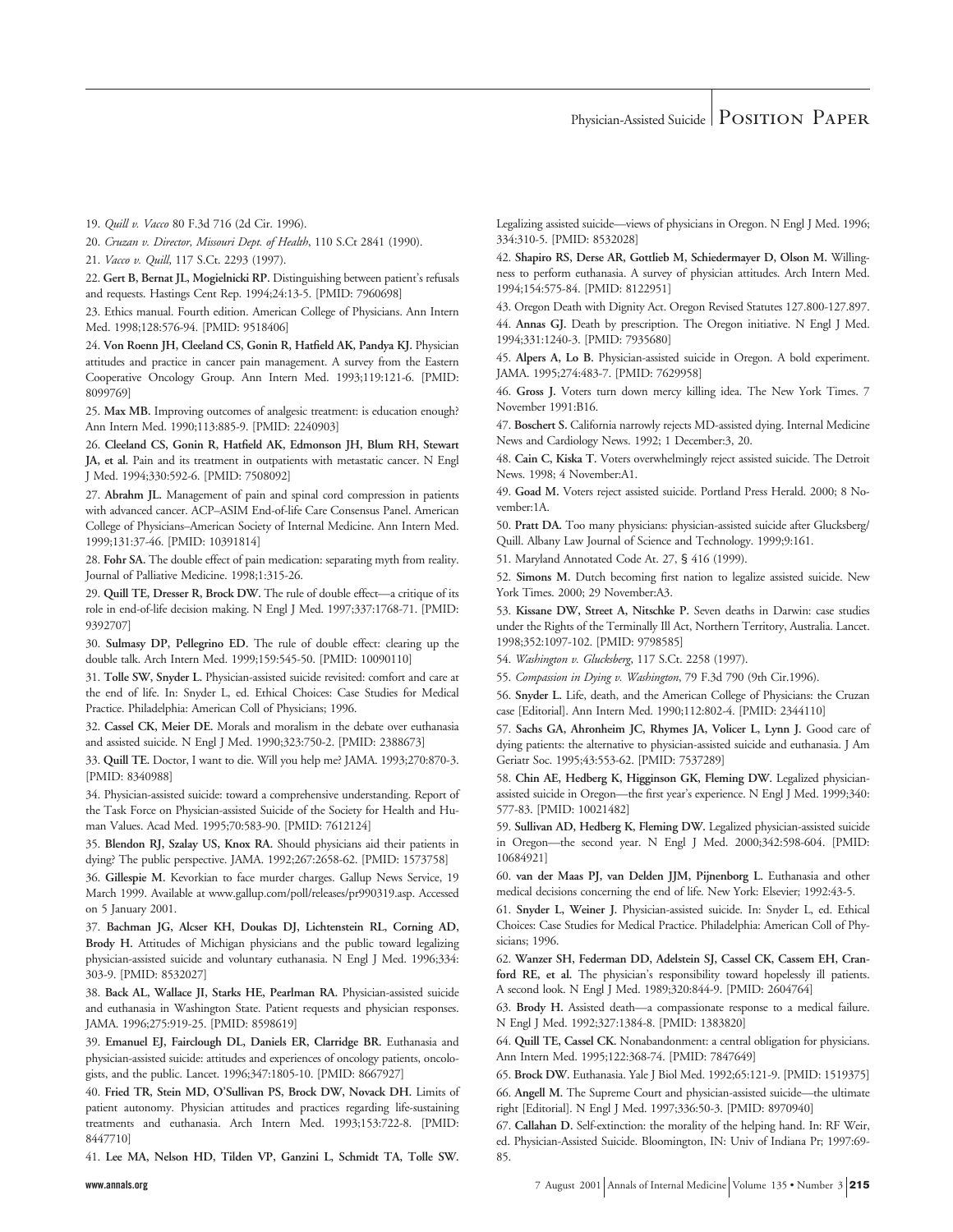19. *Quill v. Vacco* 80 F.3d 716 (2d Cir. 1996).

20. *Cruzan v. Director, Missouri Dept. of Health*, 110 S.Ct 2841 (1990).

21. *Vacco v. Quill*, 117 S.Ct. 2293 (1997).

22. **Gert B, Bernat JL, Mogielnicki RP.** Distinguishing between patient's refusals and requests. Hastings Cent Rep. 1994;24:13-5. [PMID: 7960698]

23. Ethics manual. Fourth edition. American College of Physicians. Ann Intern Med. 1998;128:576-94. [PMID: 9518406]

24. **Von Roenn JH, Cleeland CS, Gonin R, Hatfield AK, Pandya KJ.** Physician attitudes and practice in cancer pain management. A survey from the Eastern Cooperative Oncology Group. Ann Intern Med. 1993;119:121-6. [PMID: 8099769]

25. **Max MB.** Improving outcomes of analgesic treatment: is education enough? Ann Intern Med. 1990;113:885-9. [PMID: 2240903]

26. **Cleeland CS, Gonin R, Hatfield AK, Edmonson JH, Blum RH, Stewart JA, et al.** Pain and its treatment in outpatients with metastatic cancer. N Engl J Med. 1994;330:592-6. [PMID: 7508092]

27. **Abrahm JL.** Management of pain and spinal cord compression in patients with advanced cancer. ACP–ASIM End-of-life Care Consensus Panel. American College of Physicians–American Society of Internal Medicine. Ann Intern Med. 1999;131:37-46. [PMID: 10391814]

28. **Fohr SA.** The double effect of pain medication: separating myth from reality. Journal of Palliative Medicine. 1998;1:315-26.

29. **Quill TE, Dresser R, Brock DW.** The rule of double effect—a critique of its role in end-of-life decision making. N Engl J Med. 1997;337:1768-71. [PMID: 9392707]

30. **Sulmasy DP, Pellegrino ED.** The rule of double effect: clearing up the double talk. Arch Intern Med. 1999;159:545-50. [PMID: 10090110]

31. **Tolle SW, Snyder L.** Physician-assisted suicide revisited: comfort and care at the end of life. In: Snyder L, ed. Ethical Choices: Case Studies for Medical Practice. Philadelphia: American Coll of Physicians; 1996.

32. **Cassel CK, Meier DE.** Morals and moralism in the debate over euthanasia and assisted suicide. N Engl J Med. 1990;323:750-2. [PMID: 2388673]

33. **Quill TE.** Doctor, I want to die. Will you help me? JAMA. 1993;270:870-3. [PMID: 8340988]

34. Physician-assisted suicide: toward a comprehensive understanding. Report of the Task Force on Physician-assisted Suicide of the Society for Health and Human Values. Acad Med. 1995;70:583-90. [PMID: 7612124]

35. **Blendon RJ, Szalay US, Knox RA.** Should physicians aid their patients in dying? The public perspective. JAMA. 1992;267:2658-62. [PMID: 1573758]

36. **Gillespie M.** Kevorkian to face murder charges. Gallup News Service, 19 March 1999. Available at www.gallup.com/poll/releases/pr990319.asp. Accessed on 5 January 2001.

37. **Bachman JG, Alcser KH, Doukas DJ, Lichtenstein RL, Corning AD, Brody H.** Attitudes of Michigan physicians and the public toward legalizing physician-assisted suicide and voluntary euthanasia. N Engl J Med. 1996;334: 303-9. [PMID: 8532027]

38. **Back AL, Wallace JI, Starks HE, Pearlman RA.** Physician-assisted suicide and euthanasia in Washington State. Patient requests and physician responses. JAMA. 1996;275:919-25. [PMID: 8598619]

39. **Emanuel EJ, Fairclough DL, Daniels ER, Clarridge BR.** Euthanasia and physician-assisted suicide: attitudes and experiences of oncology patients, oncologists, and the public. Lancet. 1996;347:1805-10. [PMID: 8667927]

40. **Fried TR, Stein MD, O'Sullivan PS, Brock DW, Novack DH.** Limits of patient autonomy. Physician attitudes and practices regarding life-sustaining treatments and euthanasia. Arch Intern Med. 1993;153:722-8. [PMID: 8447710]

41. **Lee MA, Nelson HD, Tilden VP, Ganzini L, Schmidt TA, Tolle SW.** Legalizing assisted suicide—views of physicians in Oregon. N Engl J Med. 1996; 334:310-5. [PMID: 8532028]

42. **Shapiro RS, Derse AR, Gottlieb M, Schiedermayer D, Olson M.** Willingness to perform euthanasia. A survey of physician attitudes. Arch Intern Med. 1994;154:575-84. [PMID: 8122951]

43. Oregon Death with Dignity Act. Oregon Revised Statutes 127.800-127.897.

44. **Annas GJ.** Death by prescription. The Oregon initiative. N Engl J Med. 1994;331:1240-3. [PMID: 7935680]

45. **Alpers A, Lo B.** Physician-assisted suicide in Oregon. A bold experiment. JAMA. 1995;274:483-7. [PMID: 7629958]

46. **Gross J.** Voters turn down mercy killing idea. The New York Times. 7 November 1991:B16.

47. **Boschert S.** California narrowly rejects MD-assisted dying. Internal Medicine News and Cardiology News. 1992; 1 December:3, 20.

48. **Cain C, Kiska T.** Voters overwhelmingly reject assisted suicide. The Detroit News. 1998; 4 November:A1.

49. **Goad M.** Voters reject assisted suicide. Portland Press Herald. 2000; 8 November:1A.

50. **Pratt DA.** Too many physicians: physician-assisted suicide after Glucksberg/ Quill. Albany Law Journal of Science and Technology. 1999;9:161.

51. Maryland Annotated Code At. 27, § 416 (1999).

52. **Simons M.** Dutch becoming first nation to legalize assisted suicide. New York Times. 2000; 29 November:A3.

53. **Kissane DW, Street A, Nitschke P.** Seven deaths in Darwin: case studies under the Rights of the Terminally Ill Act, Northern Territory, Australia. Lancet. 1998;352:1097-102. [PMID: 9798585]

54. *Washington v. Glucksberg*, 117 S.Ct. 2258 (1997).

55. *Compassion in Dying v. Washington*, 79 F.3d 790 (9th Cir.1996).

56. **Snyder L.** Life, death, and the American College of Physicians: the Cruzan case [Editorial]. Ann Intern Med. 1990;112:802-4. [PMID: 2344110]

57. **Sachs GA, Ahronheim JC, Rhymes JA, Volicer L, Lynn J.** Good care of dying patients: the alternative to physician-assisted suicide and euthanasia. J Am Geriatr Soc. 1995;43:553-62. [PMID: 7537289]

58. **Chin AE, Hedberg K, Higginson GK, Fleming DW.** Legalized physician-assisted suicide in Oregon—the first year's experience. N Engl J Med. 1999;340: 577-83. [PMID: 10021482]

59. **Sullivan AD, Hedberg K, Fleming DW.** Legalized physician-assisted suicide in Oregon—the second year. N Engl J Med. 2000;342:598-604. [PMID: 10684921]

60. **van der Maas PJ, van Delden JJM, Pijnenborg L.** Euthanasia and other medical decisions concerning the end of life. New York: Elsevier; 1992:43-5.

61. **Snyder L, Weiner J.** Physician-assisted suicide. In: Snyder L, ed. Ethical Choices: Case Studies for Medical Practice. Philadelphia: American Coll of Physicians; 1996.

62. **Wanzer SH, Federman DD, Adelstein SJ, Cassel CK, Cassem EH, Cranford RE, et al.** The physician's responsibility toward hopelessly ill patients. A second look. N Engl J Med. 1989;320:844-9. [PMID: 2604764]

63. **Brody H.** Assisted death—a compassionate response to a medical failure. N Engl J Med. 1992;327:1384-8. [PMID: 1383820]

64. **Quill TE, Cassel CK.** Nonabandonment: a central obligation for physicians. Ann Intern Med. 1995;122:368-74. [PMID: 7847649]

65. **Brock DW.** Euthanasia. Yale J Biol Med. 1992;65:121-9. [PMID: 1519375]

66. **Angell M.** The Supreme Court and physician-assisted suicide—the ultimate right [Editorial]. N Engl J Med. 1997;336:50-3. [PMID: 8970940]

67. **Callahan D.** Self-extinction: the morality of the helping hand. In: RF Weir, ed. Physician-Assisted Suicide. Bloomington, IN: Univ of Indiana Pr; 1997:69-85.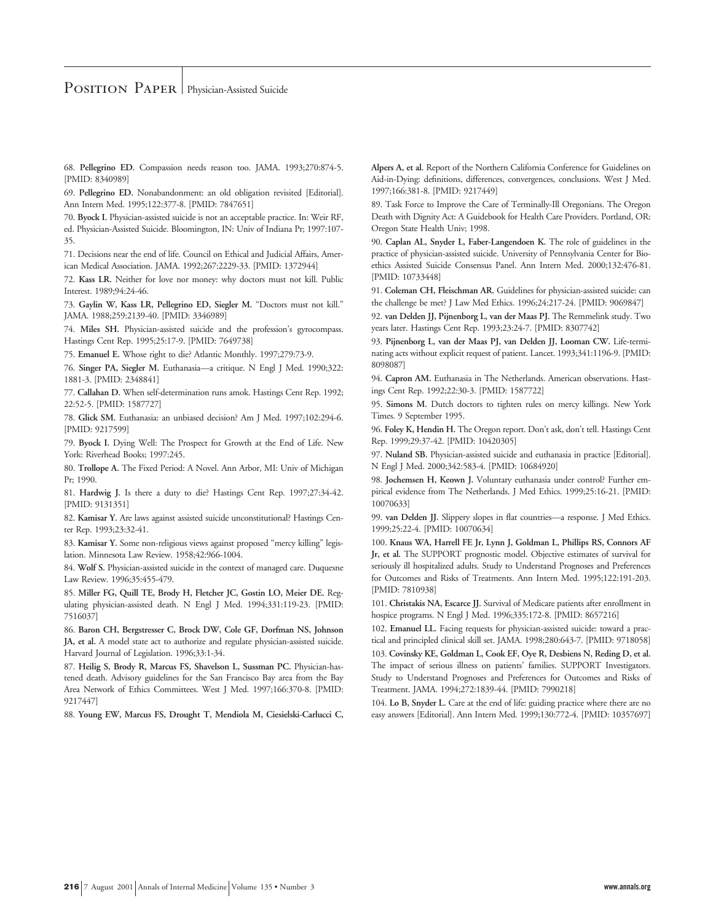68. **Pellegrino ED.** Compassion needs reason too. JAMA. 1993;270:874-5. [PMID: 8340989]

69. **Pellegrino ED.** Nonabandonment: an old obligation revisited [Editorial]. Ann Intern Med. 1995;122:377-8. [PMID: 7847651]

70. **Byock I.** Physician-assisted suicide is not an acceptable practice. In: Weir RF, ed. Physician-Assisted Suicide. Bloomington, IN: Univ of Indiana Pr; 1997:107-35.

71. Decisions near the end of life. Council on Ethical and Judicial Affairs, American Medical Association. JAMA. 1992;267:2229-33. [PMID: 1372944]

72. **Kass LR.** Neither for love nor money: why doctors must not kill. Public Interest. 1989;94:24-46.

73. **Gaylin W, Kass LR, Pellegrino ED, Siegler M.** "Doctors must not kill." JAMA. 1988;259:2139-40. [PMID: 3346989]

74. **Miles SH.** Physician-assisted suicide and the profession's gyrocompass. Hastings Cent Rep. 1995;25:17-9. [PMID: 7649738]

75. **Emanuel E.** Whose right to die? Atlantic Monthly. 1997;279:73-9.

76. **Singer PA, Siegler M.** Euthanasia—a critique. N Engl J Med. 1990;322:1881-3. [PMID: 2348841]

77. **Callahan D.** When self-determination runs amok. Hastings Cent Rep. 1992;22:52-5. [PMID: 1587727]

78. **Glick SM.** Euthanasia: an unbiased decision? Am J Med. 1997;102:294-6. [PMID: 9217599]

79. **Byock I.** Dying Well: The Prospect for Growth at the End of Life. New York: Riverhead Books; 1997:245.

80. **Trollope A.** The Fixed Period: A Novel. Ann Arbor, MI: Univ of Michigan Pr; 1990.

81. **Hardwig J.** Is there a duty to die? Hastings Cent Rep. 1997;27:34-42. [PMID: 9131351]

82. **Kamisar Y.** Are laws against assisted suicide unconstitutional? Hastings Center Rep. 1993;23:32-41.

83. **Kamisar Y.** Some non-religious views against proposed "mercy killing" legislation. Minnesota Law Review. 1958;42:966-1004.

84. **Wolf S.** Physician-assisted suicide in the context of managed care. Duquesne Law Review. 1996;35:455-479.

85. **Miller FG, Quill TE, Brody H, Fletcher JC, Gostin LO, Meier DE.** Regulating physician-assisted death. N Engl J Med. 1994;331:119-23. [PMID: 7516037]

86. **Baron CH, Bergstresser C, Brock DW, Cole GF, Dorfman NS, Johnson JA, et al.** A model state act to authorize and regulate physician-assisted suicide. Harvard Journal of Legislation. 1996;33:1-34.

87. **Heilig S, Brody R, Marcus FS, Shavelson L, Sussman PC.** Physician-hastened death. Advisory guidelines for the San Francisco Bay area from the Bay Area Network of Ethics Committees. West J Med. 1997;166:370-8. [PMID: 9217447]

88. **Young EW, Marcus FS, Drought T, Mendiola M, Ciesielski-Carlucci C, Alpers A, et al.** Report of the Northern California Conference for Guidelines on Aid-in-Dying: definitions, differences, convergences, conclusions. West J Med. 1997;166:381-8. [PMID: 9217449]

89. Task Force to Improve the Care of Terminally-Ill Oregonians. The Oregon Death with Dignity Act: A Guidebook for Health Care Providers. Portland, OR: Oregon State Health Univ; 1998.

90. **Caplan AL, Snyder L, Faber-Langendoen K.** The role of guidelines in the practice of physician-assisted suicide. University of Pennsylvania Center for Bioethics Assisted Suicide Consensus Panel. Ann Intern Med. 2000;132:476-81. [PMID: 10733448]

91. **Coleman CH, Fleischman AR.** Guidelines for physician-assisted suicide: can the challenge be met? J Law Med Ethics. 1996;24:217-24. [PMID: 9069847]

92. **van Delden JJ, Pijnenborg L, van der Maas PJ.** The Remmelink study. Two years later. Hastings Cent Rep. 1993;23:24-7. [PMID: 8307742]

93. **Pijnenborg L, van der Maas PJ, van Delden JJ, Looman CW.** Life-terminating acts without explicit request of patient. Lancet. 1993;341:1196-9. [PMID: 8098087]

94. **Capron AM.** Euthanasia in The Netherlands. American observations. Hastings Cent Rep. 1992;22:30-3. [PMID: 1587722]

95. **Simons M.** Dutch doctors to tighten rules on mercy killings. New York Times. 9 September 1995.

96. **Foley K, Hendin H.** The Oregon report. Don't ask, don't tell. Hastings Cent Rep. 1999;29:37-42. [PMID: 10420305]

97. **Nuland SB.** Physician-assisted suicide and euthanasia in practice [Editorial]. N Engl J Med. 2000;342:583-4. [PMID: 10684920]

98. **Jochemsen H, Keown J.** Voluntary euthanasia under control? Further empirical evidence from The Netherlands. J Med Ethics. 1999;25:16-21. [PMID: 10070633]

99. **van Delden JJ.** Slippery slopes in flat countries—a response. J Med Ethics. 1999;25:22-4. [PMID: 10070634]

100. **Knaus WA, Harrell FE Jr, Lynn J, Goldman L, Phillips RS, Connors AF Jr, et al.** The SUPPORT prognostic model. Objective estimates of survival for seriously ill hospitalized adults. Study to Understand Prognoses and Preferences for Outcomes and Risks of Treatments. Ann Intern Med. 1995;122:191-203. [PMID: 7810938]

101. **Christakis NA, Escarce JJ.** Survival of Medicare patients after enrollment in hospice programs. N Engl J Med. 1996;335:172-8. [PMID: 8657216]

102. **Emanuel LL.** Facing requests for physician-assisted suicide: toward a practical and principled clinical skill set. JAMA. 1998;280:643-7. [PMID: 9718058]

103. **Covinsky KE, Goldman L, Cook EF, Oye R, Desbiens N, Reding D, et al.** The impact of serious illness on patients' families. SUPPORT Investigators. Study to Understand Prognoses and Preferences for Outcomes and Risks of Treatment. JAMA. 1994;272:1839-44. [PMID: 7990218]

104. **Lo B, Snyder L.** Care at the end of life: guiding practice where there are no easy answers [Editorial]. Ann Intern Med. 1999;130:772-4. [PMID: 10357697]